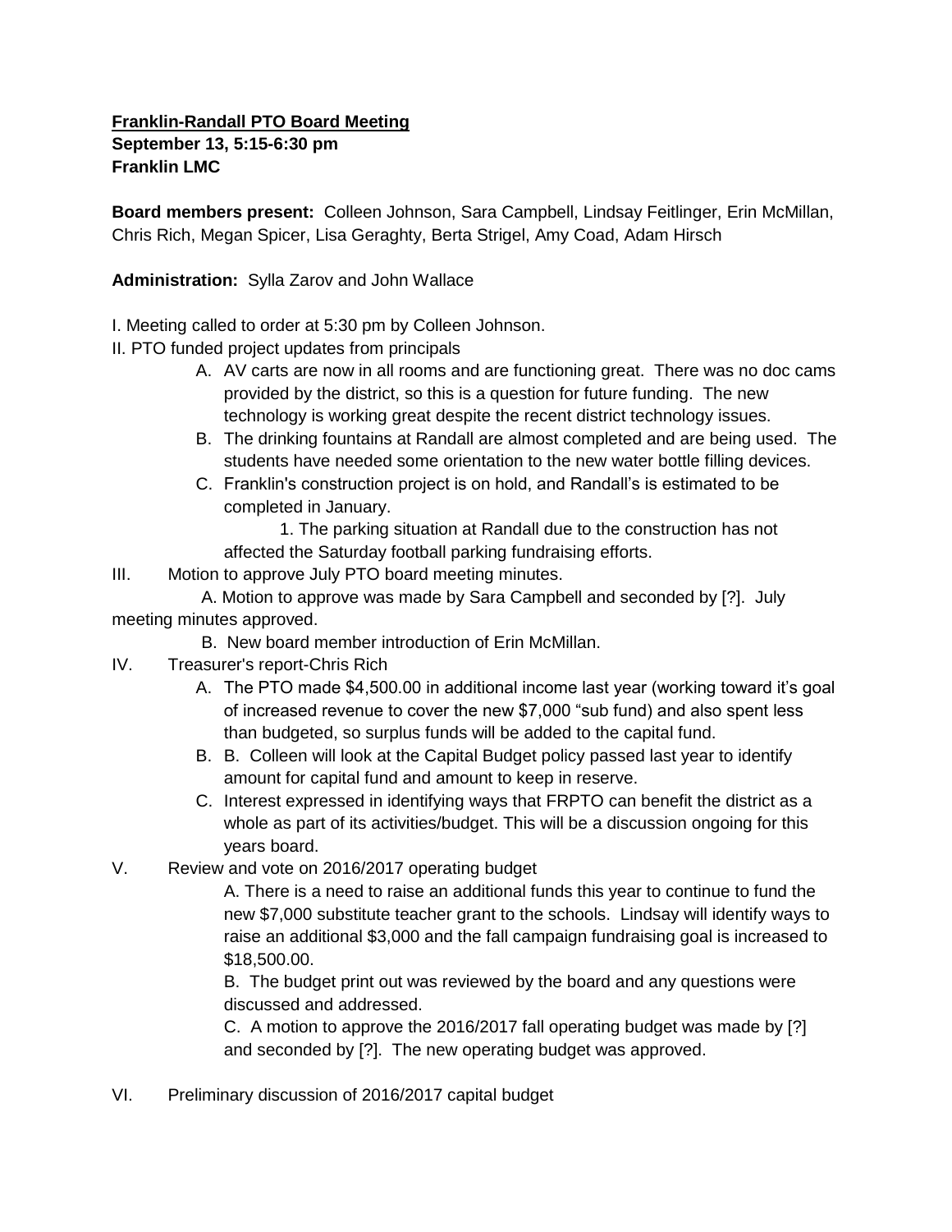**<u>Franklin-Randall PTO Board Meeting</u>**
**September 13, 5:15-6:30 pm**
**Franklin LMC**

**Board members present:** Colleen Johnson, Sara Campbell, Lindsay Feitlinger, Erin McMillan, Chris Rich, Megan Spicer, Lisa Geraghty, Berta Strigel, Amy Coad, Adam Hirsch

**Administration:** Sylla Zarov and John Wallace

I. Meeting called to order at 5:30 pm by Colleen Johnson.

II. PTO funded project updates from principals

- A. AV carts are now in all rooms and are functioning great. There was no doc cams provided by the district, so this is a question for future funding. The new technology is working great despite the recent district technology issues.
- B. The drinking fountains at Randall are almost completed and are being used. The students have needed some orientation to the new water bottle filling devices.
- C. Franklin's construction project is on hold, and Randall's is estimated to be completed in January.
  - 1. The parking situation at Randall due to the construction has not affected the Saturday football parking fundraising efforts.

III. Motion to approve July PTO board meeting minutes.

- A. Motion to approve was made by Sara Campbell and seconded by [?]. July meeting minutes approved.
- B. New board member introduction of Erin McMillan.

IV. Treasurer's report-Chris Rich

- A. The PTO made $4,500.00 in additional income last year (working toward it's goal of increased revenue to cover the new $7,000 "sub fund) and also spent less than budgeted, so surplus funds will be added to the capital fund.
- B. B. Colleen will look at the Capital Budget policy passed last year to identify amount for capital fund and amount to keep in reserve.
- C. Interest expressed in identifying ways that FRPTO can benefit the district as a whole as part of its activities/budget. This will be a discussion ongoing for this years board.

V. Review and vote on 2016/2017 operating budget

A. There is a need to raise an additional funds this year to continue to fund the new $7,000 substitute teacher grant to the schools. Lindsay will identify ways to raise an additional $3,000 and the fall campaign fundraising goal is increased to $18,500.00.

B. The budget print out was reviewed by the board and any questions were discussed and addressed.

C. A motion to approve the 2016/2017 fall operating budget was made by [?] and seconded by [?]. The new operating budget was approved.

VI. Preliminary discussion of 2016/2017 capital budget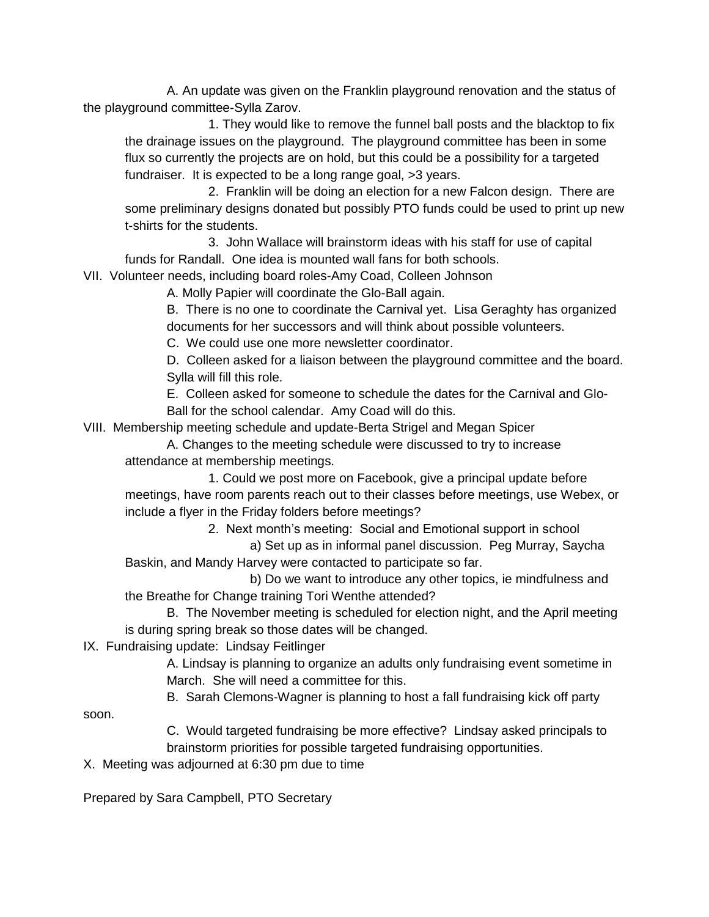A. An update was given on the Franklin playground renovation and the status of the playground committee-Sylla Zarov.

1. They would like to remove the funnel ball posts and the blacktop to fix the drainage issues on the playground. The playground committee has been in some flux so currently the projects are on hold, but this could be a possibility for a targeted fundraiser. It is expected to be a long range goal, >3 years.

2. Franklin will be doing an election for a new Falcon design. There are some preliminary designs donated but possibly PTO funds could be used to print up new t-shirts for the students.

3. John Wallace will brainstorm ideas with his staff for use of capital funds for Randall. One idea is mounted wall fans for both schools.

VII. Volunteer needs, including board roles-Amy Coad, Colleen Johnson

A. Molly Papier will coordinate the Glo-Ball again.

B. There is no one to coordinate the Carnival yet. Lisa Geraghty has organized documents for her successors and will think about possible volunteers.

C. We could use one more newsletter coordinator.

D. Colleen asked for a liaison between the playground committee and the board. Sylla will fill this role.

E. Colleen asked for someone to schedule the dates for the Carnival and Glo-Ball for the school calendar. Amy Coad will do this.

VIII. Membership meeting schedule and update-Berta Strigel and Megan Spicer

A. Changes to the meeting schedule were discussed to try to increase attendance at membership meetings.

1. Could we post more on Facebook, give a principal update before meetings, have room parents reach out to their classes before meetings, use Webex, or include a flyer in the Friday folders before meetings?

2. Next month's meeting: Social and Emotional support in school

a) Set up as in informal panel discussion. Peg Murray, Saycha Baskin, and Mandy Harvey were contacted to participate so far.

b) Do we want to introduce any other topics, ie mindfulness and the Breathe for Change training Tori Wenthe attended?

B. The November meeting is scheduled for election night, and the April meeting is during spring break so those dates will be changed.

IX. Fundraising update: Lindsay Feitlinger

A. Lindsay is planning to organize an adults only fundraising event sometime in March. She will need a committee for this.

B. Sarah Clemons-Wagner is planning to host a fall fundraising kick off party soon.

C. Would targeted fundraising be more effective? Lindsay asked principals to brainstorm priorities for possible targeted fundraising opportunities.

X. Meeting was adjourned at 6:30 pm due to time

Prepared by Sara Campbell, PTO Secretary